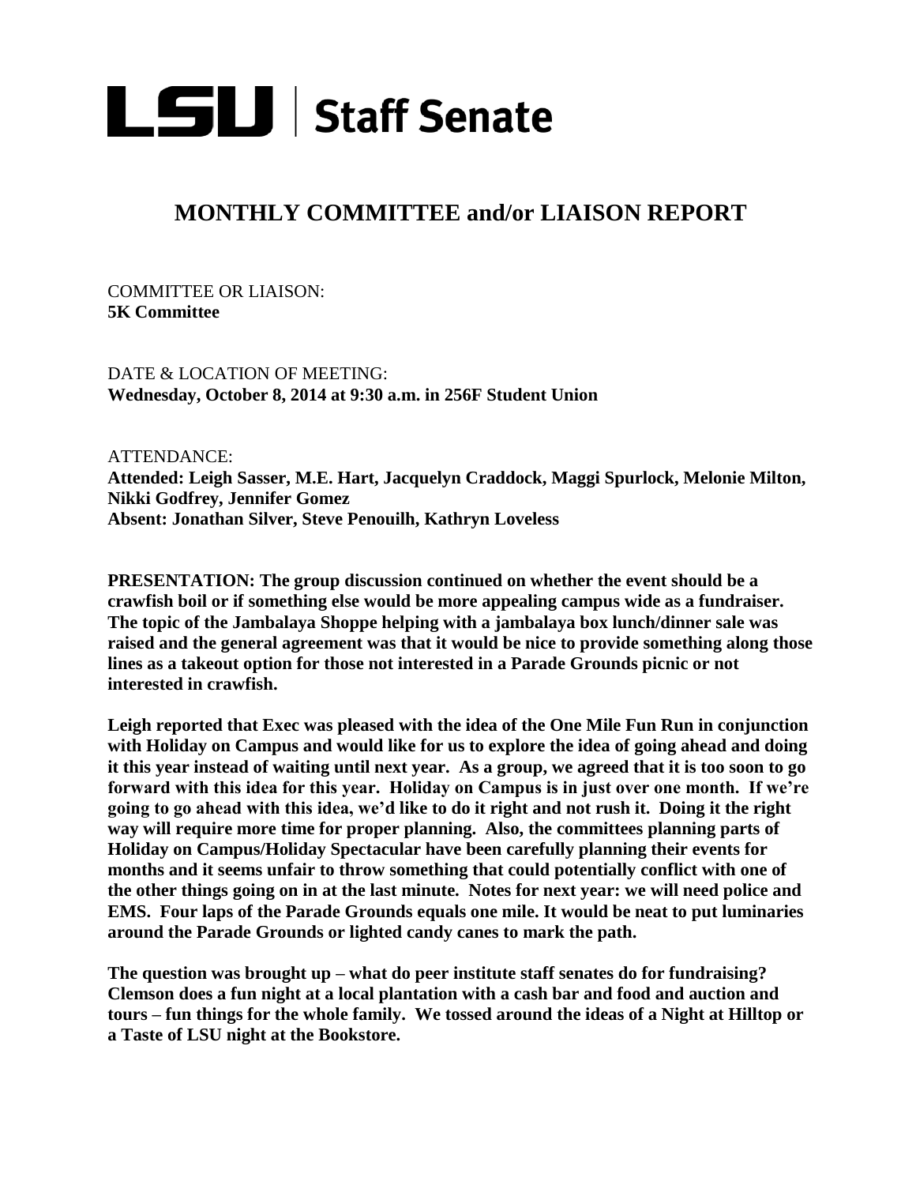# LSU | Staff Senate

## MONTHLY COMMITTEE and/or LIAISON REPORT

COMMITTEE OR LIAISON:
**5K Committee**

DATE & LOCATION OF MEETING:
**Wednesday, October 8, 2014 at 9:30 a.m. in 256F Student Union**

ATTENDANCE:
**Attended: Leigh Sasser, M.E. Hart, Jacquelyn Craddock, Maggi Spurlock, Melonie Milton, Nikki Godfrey, Jennifer Gomez**
**Absent: Jonathan Silver, Steve Penouilh, Kathryn Loveless**

**PRESENTATION: The group discussion continued on whether the event should be a crawfish boil or if something else would be more appealing campus wide as a fundraiser. The topic of the Jambalaya Shoppe helping with a jambalaya box lunch/dinner sale was raised and the general agreement was that it would be nice to provide something along those lines as a takeout option for those not interested in a Parade Grounds picnic or not interested in crawfish.**

**Leigh reported that Exec was pleased with the idea of the One Mile Fun Run in conjunction with Holiday on Campus and would like for us to explore the idea of going ahead and doing it this year instead of waiting until next year. As a group, we agreed that it is too soon to go forward with this idea for this year. Holiday on Campus is in just over one month. If we're going to go ahead with this idea, we'd like to do it right and not rush it. Doing it the right way will require more time for proper planning. Also, the committees planning parts of Holiday on Campus/Holiday Spectacular have been carefully planning their events for months and it seems unfair to throw something that could potentially conflict with one of the other things going on in at the last minute. Notes for next year: we will need police and EMS. Four laps of the Parade Grounds equals one mile. It would be neat to put luminaries around the Parade Grounds or lighted candy canes to mark the path.**

**The question was brought up – what do peer institute staff senates do for fundraising? Clemson does a fun night at a local plantation with a cash bar and food and auction and tours – fun things for the whole family. We tossed around the ideas of a Night at Hilltop or a Taste of LSU night at the Bookstore.**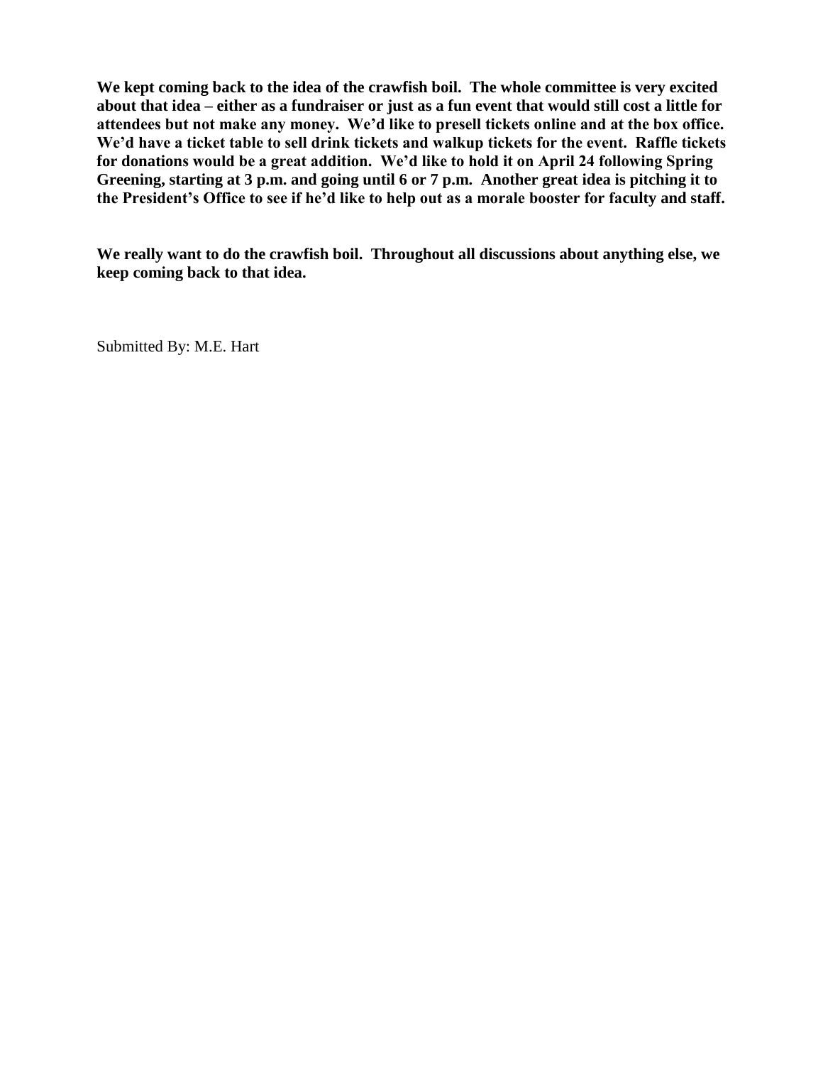**We kept coming back to the idea of the crawfish boil. The whole committee is very excited about that idea – either as a fundraiser or just as a fun event that would still cost a little for attendees but not make any money. We'd like to presell tickets online and at the box office. We'd have a ticket table to sell drink tickets and walkup tickets for the event. Raffle tickets for donations would be a great addition. We'd like to hold it on April 24 following Spring Greening, starting at 3 p.m. and going until 6 or 7 p.m. Another great idea is pitching it to the President's Office to see if he'd like to help out as a morale booster for faculty and staff.**

**We really want to do the crawfish boil. Throughout all discussions about anything else, we keep coming back to that idea.**

Submitted By: M.E. Hart